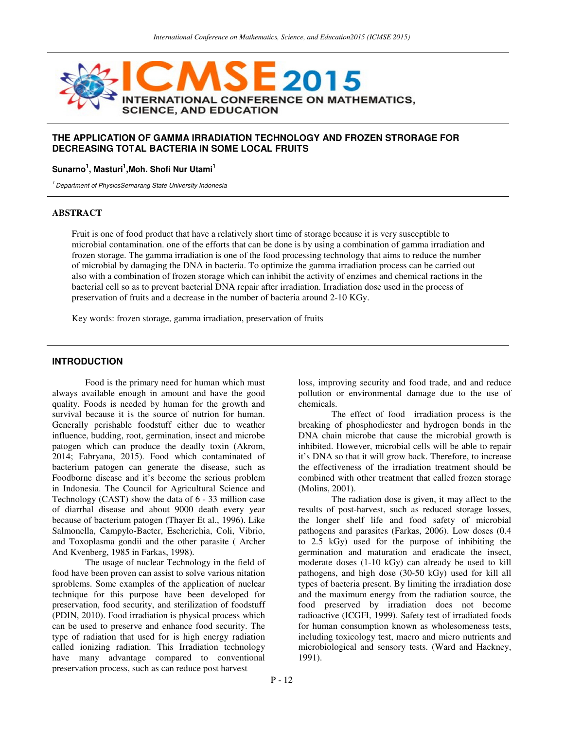# THE APPLICATION OF GAMMA IRRADIATION TECHNOLOGY AND FROZEN STRORAGE FOR DECREASING TOTAL BACTERIA IN SOME LOCAL FRUITS

**Sunarno[1], Masturi[1],Moh. Shofi Nur Utami[1]**

*[1] Department of PhysicsSemarang State University Indonesia*

## ABSTRACT

Fruit is one of food product that have a relatively short time of storage because it is very susceptible to microbial contamination. one of the efforts that can be done is by using a combination of gamma irradiation and frozen storage. The gamma irradiation is one of the food processing technology that aims to reduce the number of microbial by damaging the DNA in bacteria. To optimize the gamma irradiation process can be carried out also with a combination of frozen storage which can inhibit the activity of enzimes and chemical ractions in the bacterial cell so as to prevent bacterial DNA repair after irradiation. Irradiation dose used in the process of preservation of fruits and a decrease in the number of bacteria around 2-10 KGy.

Key words: frozen storage, gamma irradiation, preservation of fruits

## INTRODUCTION

Food is the primary need for human which must always available enough in amount and have the good quality. Foods is needed by human for the growth and survival because it is the source of nutrion for human. Generally perishable foodstuff either due to weather influence, budding, root, germination, insect and microbe patogen which can produce the deadly toxin (Akrom, 2014; Fabryana, 2015). Food which contaminated of bacterium patogen can generate the disease, such as Foodborne disease and it's become the serious problem in Indonesia. The Council for Agricultural Science and Technology (CAST) show the data of 6 - 33 million case of diarrhal disease and about 9000 death every year because of bacterium patogen (Thayer Et al., 1996). Like Salmonella, Campylo-Bacter, Escherichia, Coli, Vibrio, and Toxoplasma gondii and the other parasite ( Archer And Kvenberg, 1985 in Farkas, 1998).

The usage of nuclear Technology in the field of food have been proven can assist to solve various nitation sproblems. Some examples of the application of nuclear technique for this purpose have been developed for preservation, food security, and sterilization of foodstuff (PDIN, 2010). Food irradiation is physical process which can be used to preserve and enhance food security. The type of radiation that used for is high energy radiation called ionizing radiation. This Irradiation technology have many advantage compared to conventional preservation process, such as can reduce post harvest loss, improving security and food trade, and and reduce pollution or environmental damage due to the use of chemicals.

The effect of food irradiation process is the breaking of phosphodiester and hydrogen bonds in the DNA chain microbe that cause the microbial growth is inhibited. However, microbial cells will be able to repair it's DNA so that it will grow back. Therefore, to increase the effectiveness of the irradiation treatment should be combined with other treatment that called frozen storage (Molins, 2001).

The radiation dose is given, it may affect to the results of post-harvest, such as reduced storage losses, the longer shelf life and food safety of microbial pathogens and parasites (Farkas, 2006). Low doses (0.4 to 2.5 kGy) used for the purpose of inhibiting the germination and maturation and eradicate the insect, moderate doses (1-10 kGy) can already be used to kill pathogens, and high dose (30-50 kGy) used for kill all types of bacteria present. By limiting the irradiation dose and the maximum energy from the radiation source, the food preserved by irradiation does not become radioactive (ICGFI, 1999). Safety test of irradiated foods for human consumption known as wholesomeness tests, including toxicology test, macro and micro nutrients and microbiological and sensory tests. (Ward and Hackney, 1991).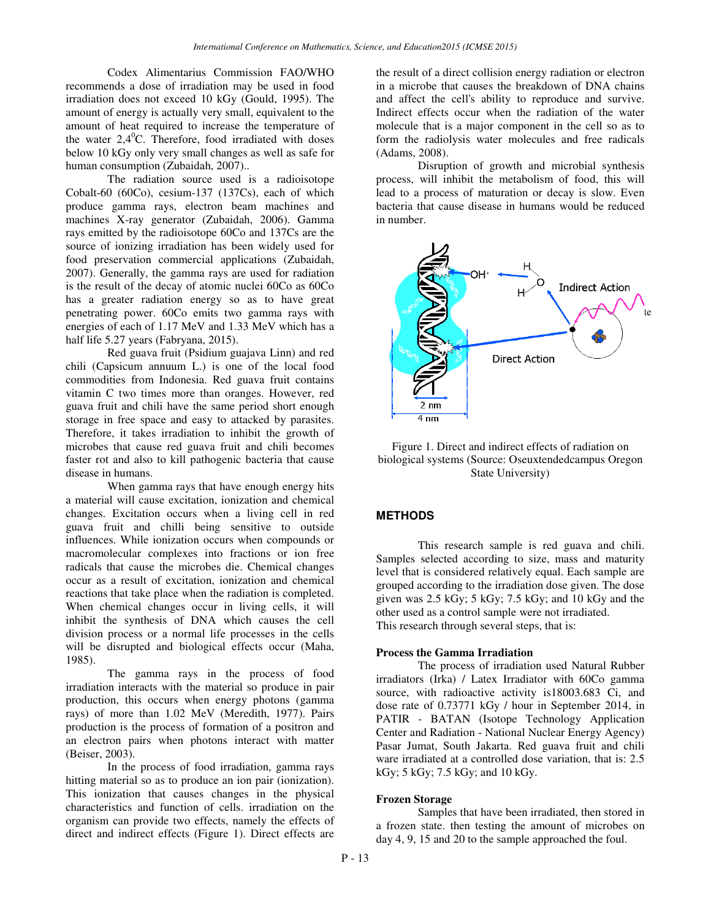Codex Alimentarius Commission FAO/WHO recommends a dose of irradiation may be used in food irradiation does not exceed 10 kGy (Gould, 1995). The amount of energy is actually very small, equivalent to the amount of heat required to increase the temperature of the water 2,4$^0$C. Therefore, food irradiated with doses below 10 kGy only very small changes as well as safe for human consumption (Zubaidah, 2007)..

The radiation source used is a radioisotope Cobalt-60 (60Co), cesium-137 (137Cs), each of which produce gamma rays, electron beam machines and machines X-ray generator (Zubaidah, 2006). Gamma rays emitted by the radioisotope 60Co and 137Cs are the source of ionizing irradiation has been widely used for food preservation commercial applications (Zubaidah, 2007). Generally, the gamma rays are used for radiation is the result of the decay of atomic nuclei 60Co as 60Co has a greater radiation energy so as to have great penetrating power. 60Co emits two gamma rays with energies of each of 1.17 MeV and 1.33 MeV which has a half life 5.27 years (Fabryana, 2015).

Red guava fruit (Psidium guajava Linn) and red chili (Capsicum annuum L.) is one of the local food commodities from Indonesia. Red guava fruit contains vitamin C two times more than oranges. However, red guava fruit and chili have the same period short enough storage in free space and easy to attacked by parasites. Therefore, it takes irradiation to inhibit the growth of microbes that cause red guava fruit and chili becomes faster rot and also to kill pathogenic bacteria that cause disease in humans.

When gamma rays that have enough energy hits a material will cause excitation, ionization and chemical changes. Excitation occurs when a living cell in red guava fruit and chilli being sensitive to outside influences. While ionization occurs when compounds or macromolecular complexes into fractions or ion free radicals that cause the microbes die. Chemical changes occur as a result of excitation, ionization and chemical reactions that take place when the radiation is completed. When chemical changes occur in living cells, it will inhibit the synthesis of DNA which causes the cell division process or a normal life processes in the cells will be disrupted and biological effects occur (Maha, 1985).

The gamma rays in the process of food irradiation interacts with the material so produce in pair production, this occurs when energy photons (gamma rays) of more than 1.02 MeV (Meredith, 1977). Pairs production is the process of formation of a positron and an electron pairs when photons interact with matter (Beiser, 2003).

In the process of food irradiation, gamma rays hitting material so as to produce an ion pair (ionization). This ionization that causes changes in the physical characteristics and function of cells. irradiation on the organism can provide two effects, namely the effects of direct and indirect effects (Figure 1). Direct effects are the result of a direct collision energy radiation or electron in a microbe that causes the breakdown of DNA chains and affect the cell's ability to reproduce and survive. Indirect effects occur when the radiation of the water molecule that is a major component in the cell so as to form the radiolysis water molecules and free radicals (Adams, 2008).

Disruption of growth and microbial synthesis process, will inhibit the metabolism of food, this will lead to a process of maturation or decay is slow. Even bacteria that cause disease in humans would be reduced in number.

OH·
H
O
H
Indirect Action
Direct Action
2 nm
4 nm

Figure 1. Direct and indirect effects of radiation on biological systems (Source: Oseuxtendedcampus Oregon State University)

## METHODS

This research sample is red guava and chili. Samples selected according to size, mass and maturity level that is considered relatively equal. Each sample are grouped according to the irradiation dose given. The dose given was 2.5 kGy; 5 kGy; 7.5 kGy; and 10 kGy and the other used as a control sample were not irradiated.
This research through several steps, that is:

### Process the Gamma Irradiation

The process of irradiation used Natural Rubber irradiators (Irka) / Latex Irradiator with 60Co gamma source, with radioactive activity is18003.683 Ci, and dose rate of 0.73771 kGy / hour in September 2014, in PATIR - BATAN (Isotope Technology Application Center and Radiation - National Nuclear Energy Agency) Pasar Jumat, South Jakarta. Red guava fruit and chili ware irradiated at a controlled dose variation, that is: 2.5 kGy; 5 kGy; 7.5 kGy; and 10 kGy.

### Frozen Storage

Samples that have been irradiated, then stored in a frozen state. then testing the amount of microbes on day 4, 9, 15 and 20 to the sample approached the foul.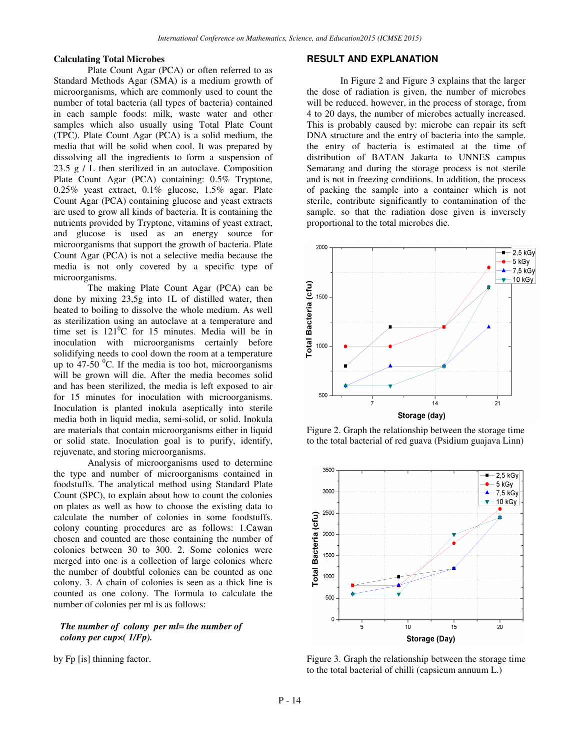### Calculating Total Microbes

Plate Count Agar (PCA) or often referred to as Standard Methods Agar (SMA) is a medium growth of microorganisms, which are commonly used to count the number of total bacteria (all types of bacteria) contained in each sample foods: milk, waste water and other samples which also usually using Total Plate Count (TPC). Plate Count Agar (PCA) is a solid medium, the media that will be solid when cool. It was prepared by dissolving all the ingredients to form a suspension of 23.5 g / L then sterilized in an autoclave. Composition Plate Count Agar (PCA) containing: 0.5% Tryptone, 0.25% yeast extract, 0.1% glucose, 1.5% agar. Plate Count Agar (PCA) containing glucose and yeast extracts are used to grow all kinds of bacteria. It is containing the nutrients provided by Tryptone, vitamins of yeast extract, and glucose is used as an energy source for microorganisms that support the growth of bacteria. Plate Count Agar (PCA) is not a selective media because the media is not only covered by a specific type of microorganisms.

The making Plate Count Agar (PCA) can be done by mixing 23,5g into 1L of distilled water, then heated to boiling to dissolve the whole medium. As well as sterilization using an autoclave at a temperature and time set is $121^0$C for 15 minutes. Media will be in inoculation with microorganisms certainly before solidifying needs to cool down the room at a temperature up to 47-50 $^0$C. If the media is too hot, microorganisms will be grown will die. After the media becomes solid and has been sterilized, the media is left exposed to air for 15 minutes for inoculation with microorganisms. Inoculation is planted inokula aseptically into sterile media both in liquid media, semi-solid, or solid. Inokula are materials that contain microorganisms either in liquid or solid state. Inoculation goal is to purify, identify, rejuvenate, and storing microorganisms.

Analysis of microorganisms used to determine the type and number of microorganisms contained in foodstuffs. The analytical method using Standard Plate Count (SPC), to explain about how to count the colonies on plates as well as how to choose the existing data to calculate the number of colonies in some foodstuffs. colony counting procedures are as follows: 1.Cawan chosen and counted are those containing the number of colonies between 30 to 300. 2. Some colonies were merged into one is a collection of large colonies where the number of doubtful colonies can be counted as one colony. 3. A chain of colonies is seen as a thick line is counted as one colony. The formula to calculate the number of colonies per ml is as follows:

***The number of colony per ml= the number of colony per cup×( 1/Fp).***

by Fp [is] thinning factor.

## RESULT AND EXPLANATION

In Figure 2 and Figure 3 explains that the larger the dose of radiation is given, the number of microbes will be reduced. however, in the process of storage, from 4 to 20 days, the number of microbes actually increased. This is probably caused by: microbe can repair its seft DNA structure and the entry of bacteria into the sample. the entry of bacteria is estimated at the time of distribution of BATAN Jakarta to UNNES campus Semarang and during the storage process is not sterile and is not in freezing conditions. In addition, the process of packing the sample into a container which is not sterile, contribute significantly to contamination of the sample. so that the radiation dose given is inversely proportional to the total microbes die.

2000
1500
1000
500
Total Bacteria (cfu)
7
14
21
Storage (day)
2,5 kGy
5 kGy
7,5 kGy
10 kGy

Figure 2. Graph the relationship between the storage time to the total bacterial of red guava (Psidium guajava Linn)

3500
3000
2500
2000
1500
1000
500
0
Total Bacteria (cfu)
5
10
15
20
Storage (Day)
2,5 kGy
5 kGy
7,5 kGy
10 kGy

Figure 3. Graph the relationship between the storage time to the total bacterial of chilli (capsicum annuum L.)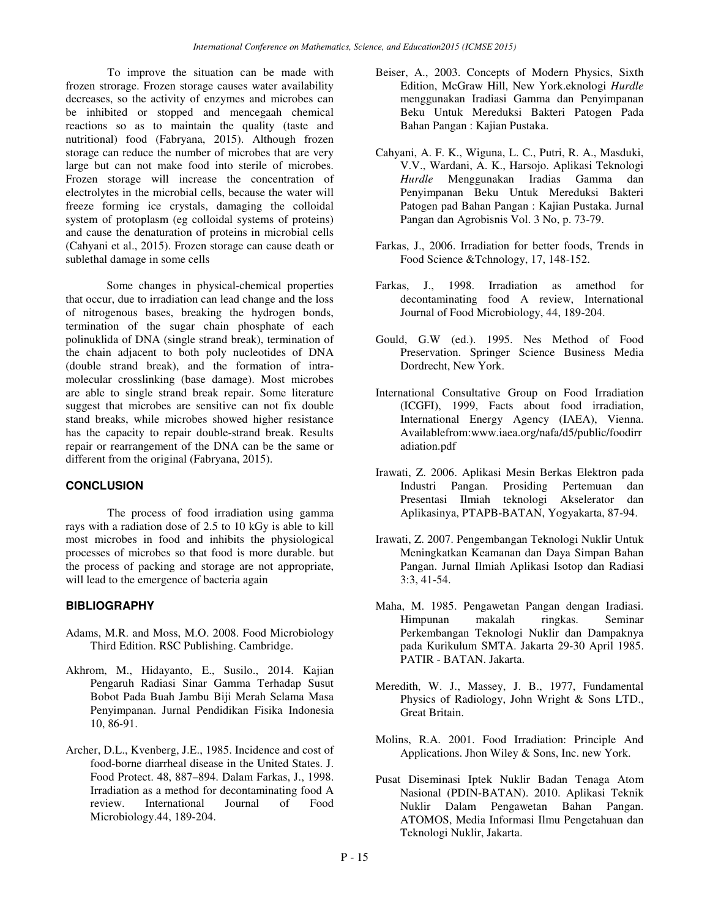To improve the situation can be made with frozen strorage. Frozen storage causes water availability decreases, so the activity of enzymes and microbes can be inhibited or stopped and mencegaah chemical reactions so as to maintain the quality (taste and nutritional) food (Fabryana, 2015). Although frozen storage can reduce the number of microbes that are very large but can not make food into sterile of microbes. Frozen storage will increase the concentration of electrolytes in the microbial cells, because the water will freeze forming ice crystals, damaging the colloidal system of protoplasm (eg colloidal systems of proteins) and cause the denaturation of proteins in microbial cells (Cahyani et al., 2015). Frozen storage can cause death or sublethal damage in some cells

Some changes in physical-chemical properties that occur, due to irradiation can lead change and the loss of nitrogenous bases, breaking the hydrogen bonds, termination of the sugar chain phosphate of each polinuklida of DNA (single strand break), termination of the chain adjacent to both poly nucleotides of DNA (double strand break), and the formation of intra-molecular crosslinking (base damage). Most microbes are able to single strand break repair. Some literature suggest that microbes are sensitive can not fix double stand breaks, while microbes showed higher resistance has the capacity to repair double-strand break. Results repair or rearrangement of the DNA can be the same or different from the original (Fabryana, 2015).

## CONCLUSION

The process of food irradiation using gamma rays with a radiation dose of 2.5 to 10 kGy is able to kill most microbes in food and inhibits the physiological processes of microbes so that food is more durable. but the process of packing and storage are not appropriate, will lead to the emergence of bacteria again

## BIBLIOGRAPHY

Adams, M.R. and Moss, M.O. 2008. Food Microbiology Third Edition. RSC Publishing. Cambridge.

Akhrom, M., Hidayanto, E., Susilo., 2014. Kajian Pengaruh Radiasi Sinar Gamma Terhadap Susut Bobot Pada Buah Jambu Biji Merah Selama Masa Penyimpanan. Jurnal Pendidikan Fisika Indonesia 10, 86-91.

Archer, D.L., Kvenberg, J.E., 1985. Incidence and cost of food-borne diarrheal disease in the United States. J. Food Protect. 48, 887–894. Dalam Farkas, J., 1998. Irradiation as a method for decontaminating food A review. International Journal of Food Microbiology.44, 189-204.

Beiser, A., 2003. Concepts of Modern Physics, Sixth Edition, McGraw Hill, New York.eknologi *Hurdle* menggunakan Iradiasi Gamma dan Penyimpanan Beku Untuk Mereduksi Bakteri Patogen Pada Bahan Pangan : Kajian Pustaka.

Cahyani, A. F. K., Wiguna, L. C., Putri, R. A., Masduki, V.V., Wardani, A. K., Harsojo. Aplikasi Teknologi *Hurdle* Menggunakan Iradias Gamma dan Penyimpanan Beku Untuk Mereduksi Bakteri Patogen pad Bahan Pangan : Kajian Pustaka. Jurnal Pangan dan Agrobisnis Vol. 3 No, p. 73-79.

Farkas, J., 2006. Irradiation for better foods, Trends in Food Science &Tchnology, 17, 148-152.

Farkas, J., 1998. Irradiation as amethod for decontaminating food A review, International Journal of Food Microbiology, 44, 189-204.

Gould, G.W (ed.). 1995. Nes Method of Food Preservation. Springer Science Business Media Dordrecht, New York.

International Consultative Group on Food Irradiation (ICGFI), 1999, Facts about food irradiation, International Energy Agency (IAEA), Vienna. Availablefrom:www.iaea.org/nafa/d5/public/foodirradiation.pdf

Irawati, Z. 2006. Aplikasi Mesin Berkas Elektron pada Industri Pangan. Prosiding Pertemuan dan Presentasi Ilmiah teknologi Akselerator dan Aplikasinya, PTAPB-BATAN, Yogyakarta, 87-94.

Irawati, Z. 2007. Pengembangan Teknologi Nuklir Untuk Meningkatkan Keamanan dan Daya Simpan Bahan Pangan. Jurnal Ilmiah Aplikasi Isotop dan Radiasi 3:3, 41-54.

Maha, M. 1985. Pengawetan Pangan dengan Iradiasi. Himpunan makalah ringkas. Seminar Perkembangan Teknologi Nuklir dan Dampaknya pada Kurikulum SMTA. Jakarta 29-30 April 1985. PATIR - BATAN. Jakarta.

Meredith, W. J., Massey, J. B., 1977, Fundamental Physics of Radiology, John Wright & Sons LTD., Great Britain.

Molins, R.A. 2001. Food Irradiation: Principle And Applications. Jhon Wiley & Sons, Inc. new York.

Pusat Diseminasi Iptek Nuklir Badan Tenaga Atom Nasional (PDIN-BATAN). 2010. Aplikasi Teknik Nuklir Dalam Pengawetan Bahan Pangan. ATOMOS, Media Informasi Ilmu Pengetahuan dan Teknologi Nuklir, Jakarta.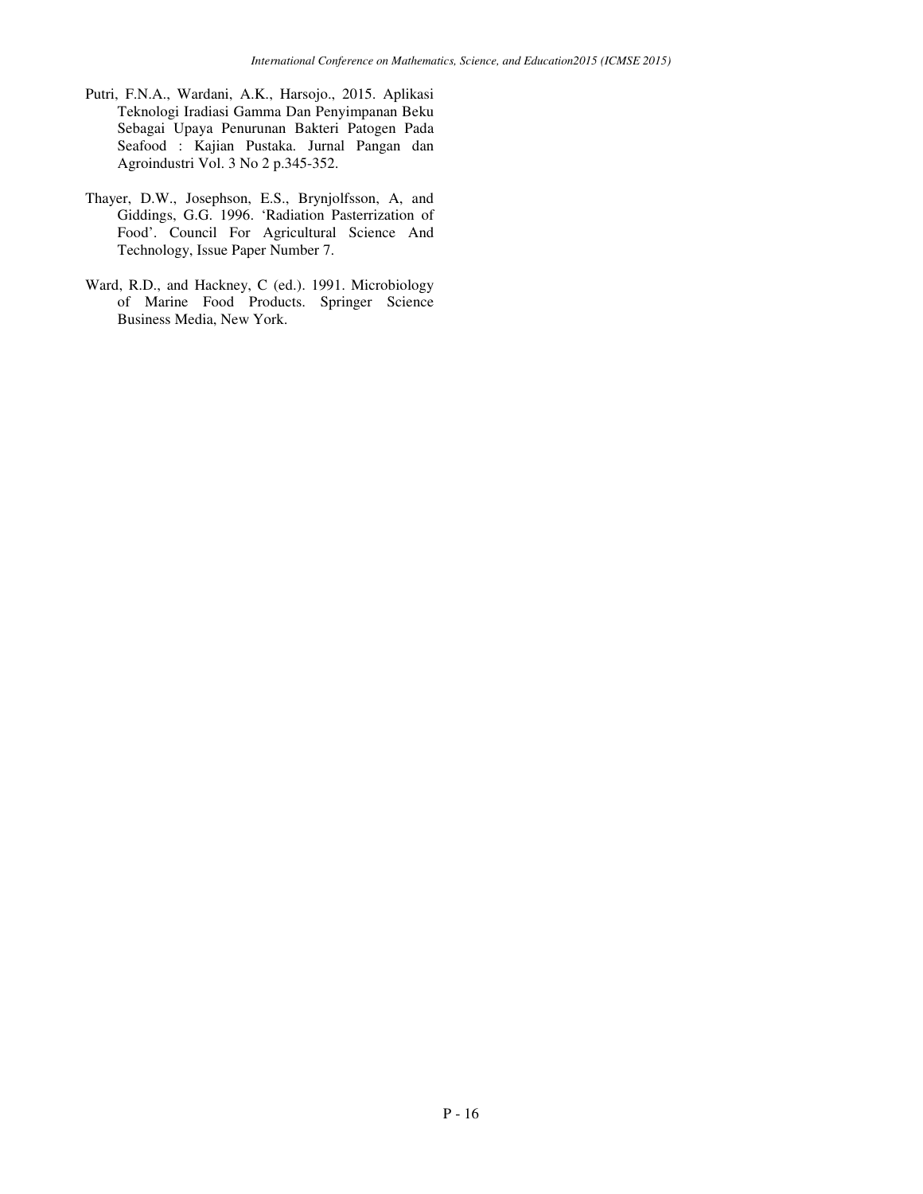Putri, F.N.A., Wardani, A.K., Harsojo., 2015. Aplikasi Teknologi Iradiasi Gamma Dan Penyimpanan Beku Sebagai Upaya Penurunan Bakteri Patogen Pada Seafood : Kajian Pustaka. Jurnal Pangan dan Agroindustri Vol. 3 No 2 p.345-352.

Thayer, D.W., Josephson, E.S., Brynjolfsson, A, and Giddings, G.G. 1996. 'Radiation Pasterrization of Food'. Council For Agricultural Science And Technology, Issue Paper Number 7.

Ward, R.D., and Hackney, C (ed.). 1991. Microbiology of Marine Food Products. Springer Science Business Media, New York.